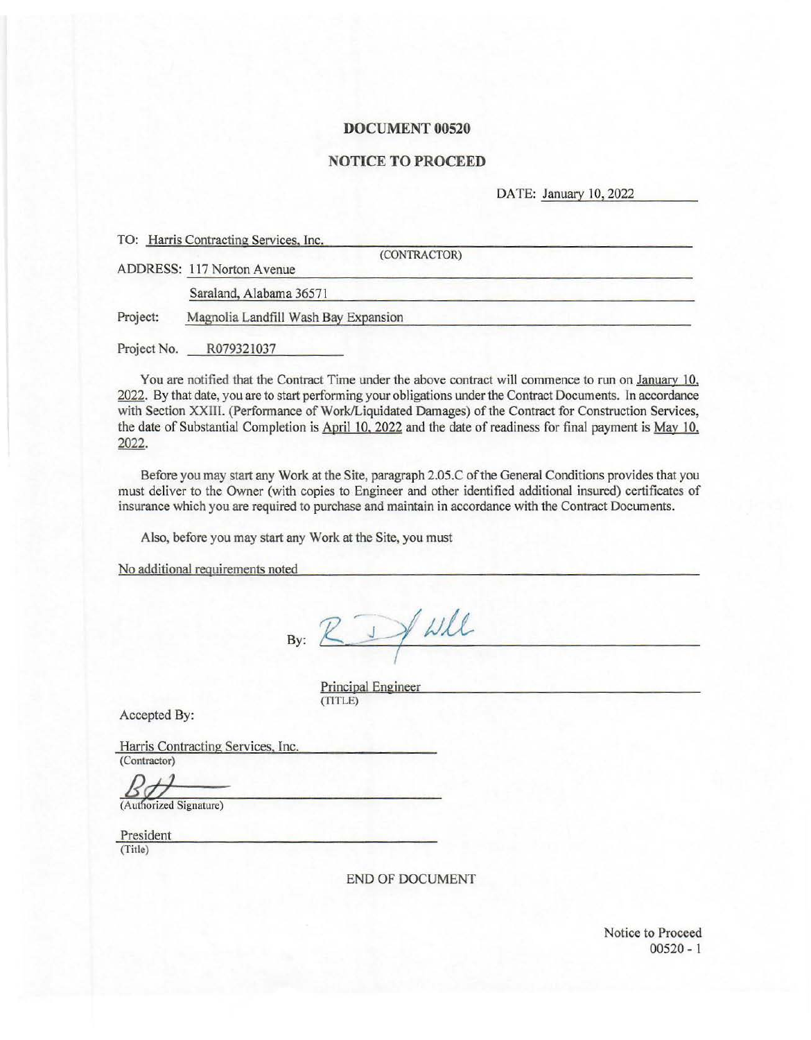# DOCUMENT 00520

## NOTICE TO PROCEED

DATE: January 10, 2022

TO: Harris Contracting Services, Inc.
(CONTRACTOR)

ADDRESS: 117 Norton Avenue

Saraland, Alabama 36571

Project: Magnolia Landfill Wash Bay Expansion

Project No. R079321037

You are notified that the Contract Time under the above contract will commence to run on January 10, 2022. By that date, you are to start performing your obligations under the Contract Documents. In accordance with Section XXIII. (Performance of Work/Liquidated Damages) of the Contract for Construction Services, the date of Substantial Completion is April 10, 2022 and the date of readiness for final payment is May 10, 2022.

Before you may start any Work at the Site, paragraph 2.05.C of the General Conditions provides that you must deliver to the Owner (with copies to Engineer and other identified additional insured) certificates of insurance which you are required to purchase and maintain in accordance with the Contract Documents.

Also, before you may start any Work at the Site, you must

No additional requirements noted

By: ____________________

Principal Engineer
(TITLE)

Accepted By:

Harris Contracting Services, Inc.
(Contractor)

____________________
(Authorized Signature)

President
(Title)

END OF DOCUMENT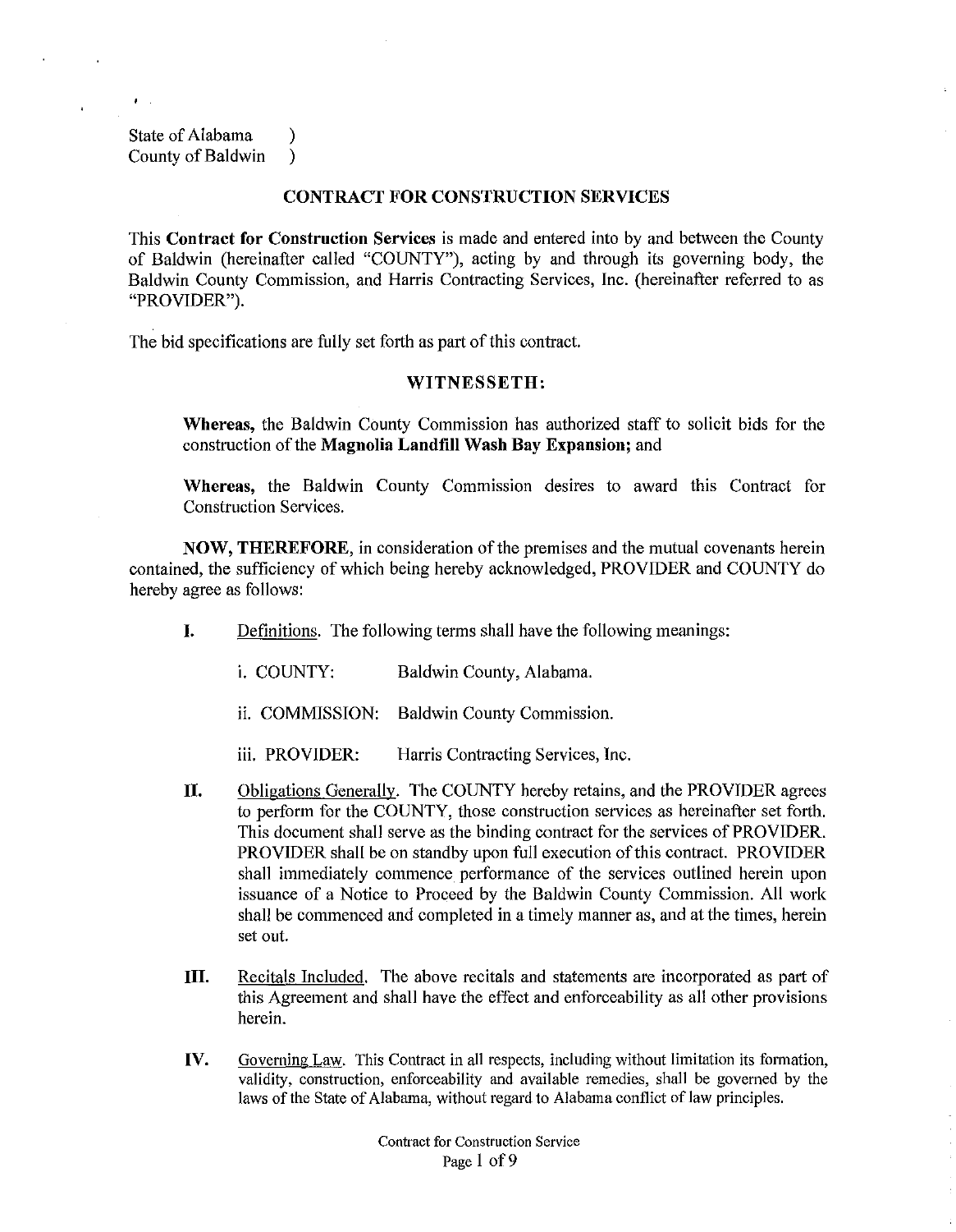State of Alabama )
County of Baldwin )

## CONTRACT FOR CONSTRUCTION SERVICES

This **Contract for Construction Services** is made and entered into by and between the County of Baldwin (hereinafter called "COUNTY"), acting by and through its governing body, the Baldwin County Commission, and Harris Contracting Services, Inc. (hereinafter referred to as "PROVIDER").

The bid specifications are fully set forth as part of this contract.

### WITNESSETH:

**Whereas,** the Baldwin County Commission has authorized staff to solicit bids for the construction of the **Magnolia Landfill Wash Bay Expansion;** and

**Whereas,** the Baldwin County Commission desires to award this Contract for Construction Services.

**NOW, THEREFORE,** in consideration of the premises and the mutual covenants herein contained, the sufficiency of which being hereby acknowledged, PROVIDER and COUNTY do hereby agree as follows:

**I.** Definitions. The following terms shall have the following meanings:

i. COUNTY: Baldwin County, Alabama.

ii. COMMISSION: Baldwin County Commission.

iii. PROVIDER: Harris Contracting Services, Inc.

**II.** Obligations Generally. The COUNTY hereby retains, and the PROVIDER agrees to perform for the COUNTY, those construction services as hereinafter set forth. This document shall serve as the binding contract for the services of PROVIDER. PROVIDER shall be on standby upon full execution of this contract. PROVIDER shall immediately commence performance of the services outlined herein upon issuance of a Notice to Proceed by the Baldwin County Commission. All work shall be commenced and completed in a timely manner as, and at the times, herein set out.

**III.** Recitals Included. The above recitals and statements are incorporated as part of this Agreement and shall have the effect and enforceability as all other provisions herein.

**IV.** Governing Law. This Contract in all respects, including without limitation its formation, validity, construction, enforceability and available remedies, shall be governed by the laws of the State of Alabama, without regard to Alabama conflict of law principles.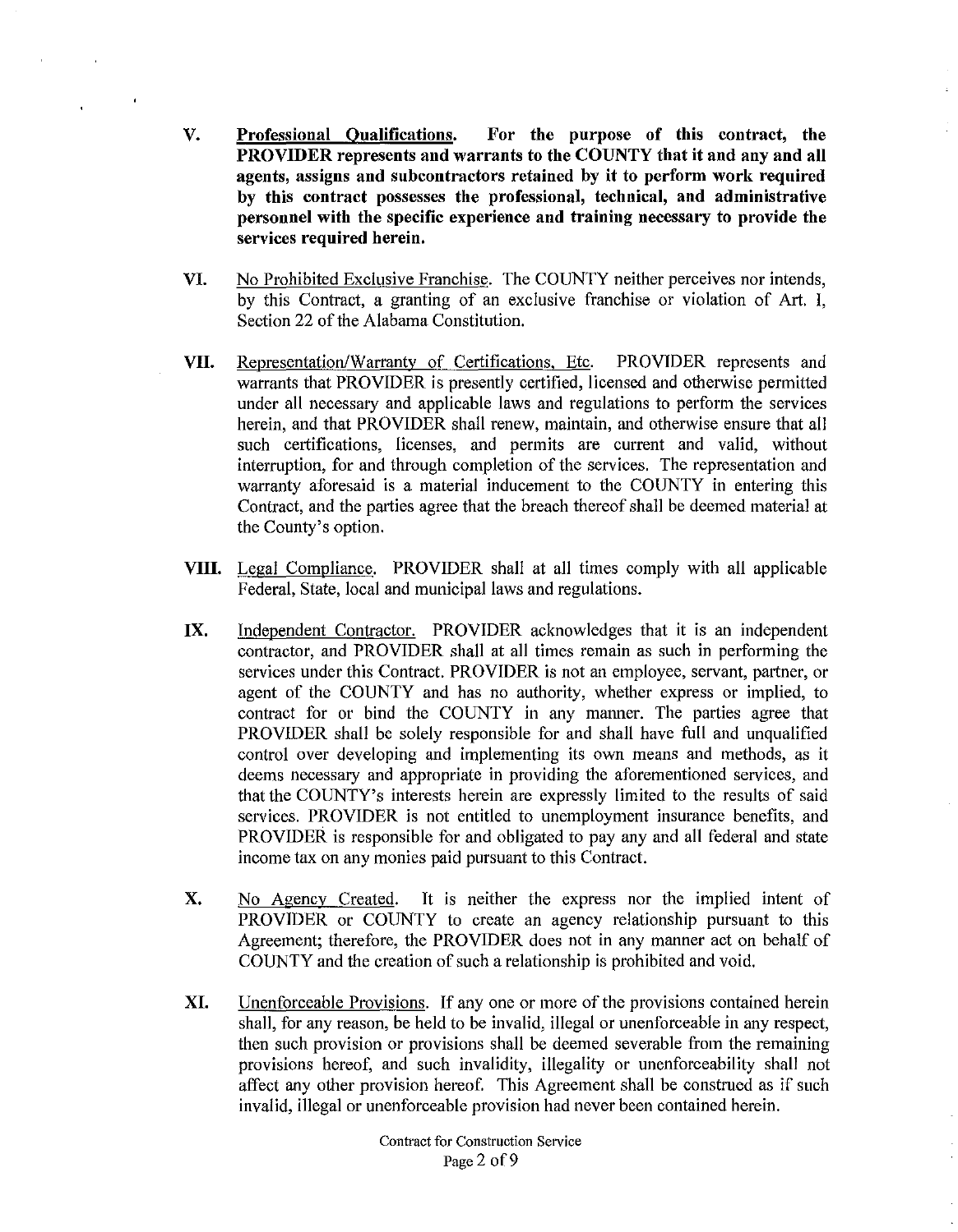**V.** **Professional Qualifications. For the purpose of this contract, the PROVIDER represents and warrants to the COUNTY that it and any and all agents, assigns and subcontractors retained by it to perform work required by this contract possesses the professional, technical, and administrative personnel with the specific experience and training necessary to provide the services required herein.**

**VI.** No Prohibited Exclusive Franchise. The COUNTY neither perceives nor intends, by this Contract, a granting of an exclusive franchise or violation of Art. I, Section 22 of the Alabama Constitution.

**VII.** Representation/Warranty of Certifications, Etc. PROVIDER represents and warrants that PROVIDER is presently certified, licensed and otherwise permitted under all necessary and applicable laws and regulations to perform the services herein, and that PROVIDER shall renew, maintain, and otherwise ensure that all such certifications, licenses, and permits are current and valid, without interruption, for and through completion of the services. The representation and warranty aforesaid is a material inducement to the COUNTY in entering this Contract, and the parties agree that the breach thereof shall be deemed material at the County's option.

**VIII.** Legal Compliance. PROVIDER shall at all times comply with all applicable Federal, State, local and municipal laws and regulations.

**IX.** Independent Contractor. PROVIDER acknowledges that it is an independent contractor, and PROVIDER shall at all times remain as such in performing the services under this Contract. PROVIDER is not an employee, servant, partner, or agent of the COUNTY and has no authority, whether express or implied, to contract for or bind the COUNTY in any manner. The parties agree that PROVIDER shall be solely responsible for and shall have full and unqualified control over developing and implementing its own means and methods, as it deems necessary and appropriate in providing the aforementioned services, and that the COUNTY's interests herein are expressly limited to the results of said services. PROVIDER is not entitled to unemployment insurance benefits, and PROVIDER is responsible for and obligated to pay any and all federal and state income tax on any monies paid pursuant to this Contract.

**X.** No Agency Created. It is neither the express nor the implied intent of PROVIDER or COUNTY to create an agency relationship pursuant to this Agreement; therefore, the PROVIDER does not in any manner act on behalf of COUNTY and the creation of such a relationship is prohibited and void.

**XI.** Unenforceable Provisions. If any one or more of the provisions contained herein shall, for any reason, be held to be invalid, illegal or unenforceable in any respect, then such provision or provisions shall be deemed severable from the remaining provisions hereof, and such invalidity, illegality or unenforceability shall not affect any other provision hereof. This Agreement shall be construed as if such invalid, illegal or unenforceable provision had never been contained herein.

Contract for Construction Service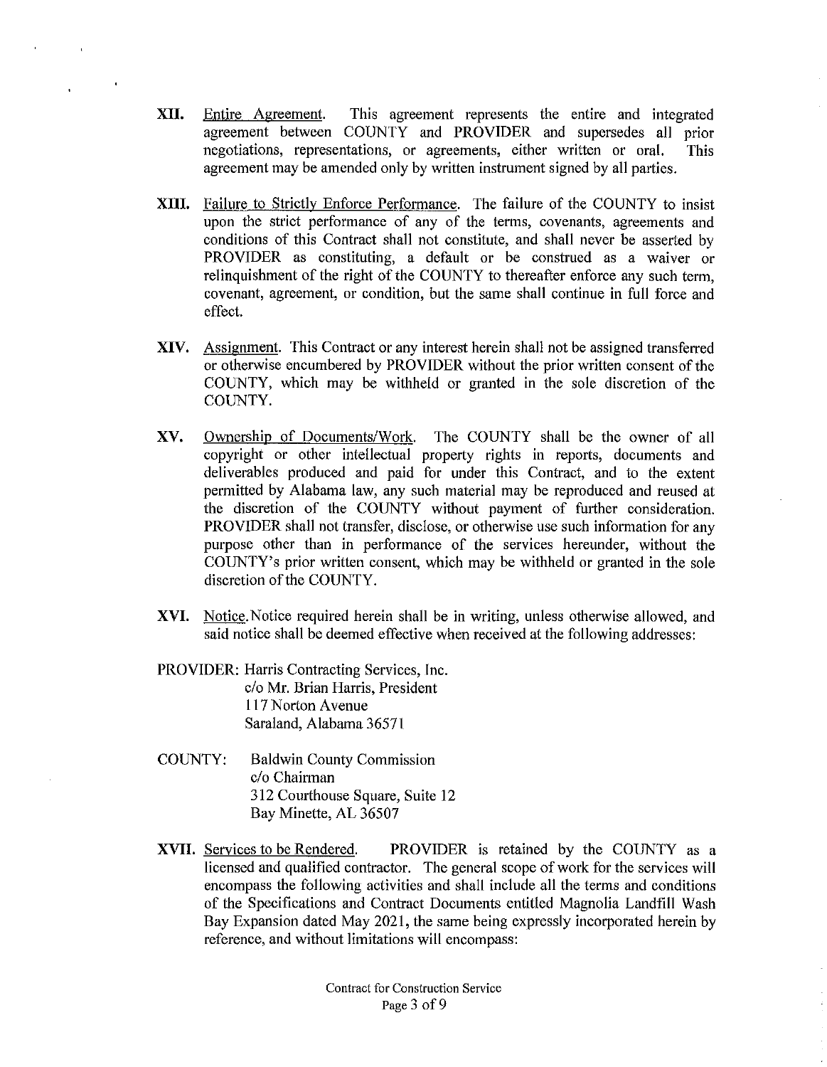**XII.** Entire Agreement. This agreement represents the entire and integrated agreement between COUNTY and PROVIDER and supersedes all prior negotiations, representations, or agreements, either written or oral. This agreement may be amended only by written instrument signed by all parties.

**XIII.** Failure to Strictly Enforce Performance. The failure of the COUNTY to insist upon the strict performance of any of the terms, covenants, agreements and conditions of this Contract shall not constitute, and shall never be asserted by PROVIDER as constituting, a default or be construed as a waiver or relinquishment of the right of the COUNTY to thereafter enforce any such term, covenant, agreement, or condition, but the same shall continue in full force and effect.

**XIV.** Assignment. This Contract or any interest herein shall not be assigned transferred or otherwise encumbered by PROVIDER without the prior written consent of the COUNTY, which may be withheld or granted in the sole discretion of the COUNTY.

**XV.** Ownership of Documents/Work. The COUNTY shall be the owner of all copyright or other intellectual property rights in reports, documents and deliverables produced and paid for under this Contract, and to the extent permitted by Alabama law, any such material may be reproduced and reused at the discretion of the COUNTY without payment of further consideration. PROVIDER shall not transfer, disclose, or otherwise use such information for any purpose other than in performance of the services hereunder, without the COUNTY's prior written consent, which may be withheld or granted in the sole discretion of the COUNTY.

**XVI.** Notice. Notice required herein shall be in writing, unless otherwise allowed, and said notice shall be deemed effective when received at the following addresses:

PROVIDER: Harris Contracting Services, Inc.
c/o Mr. Brian Harris, President
117 Norton Avenue
Saraland, Alabama 36571

COUNTY: Baldwin County Commission
c/o Chairman
312 Courthouse Square, Suite 12
Bay Minette, AL 36507

**XVII.** Services to be Rendered. PROVIDER is retained by the COUNTY as a licensed and qualified contractor. The general scope of work for the services will encompass the following activities and shall include all the terms and conditions of the Specifications and Contract Documents entitled Magnolia Landfill Wash Bay Expansion dated May 2021, the same being expressly incorporated herein by reference, and without limitations will encompass: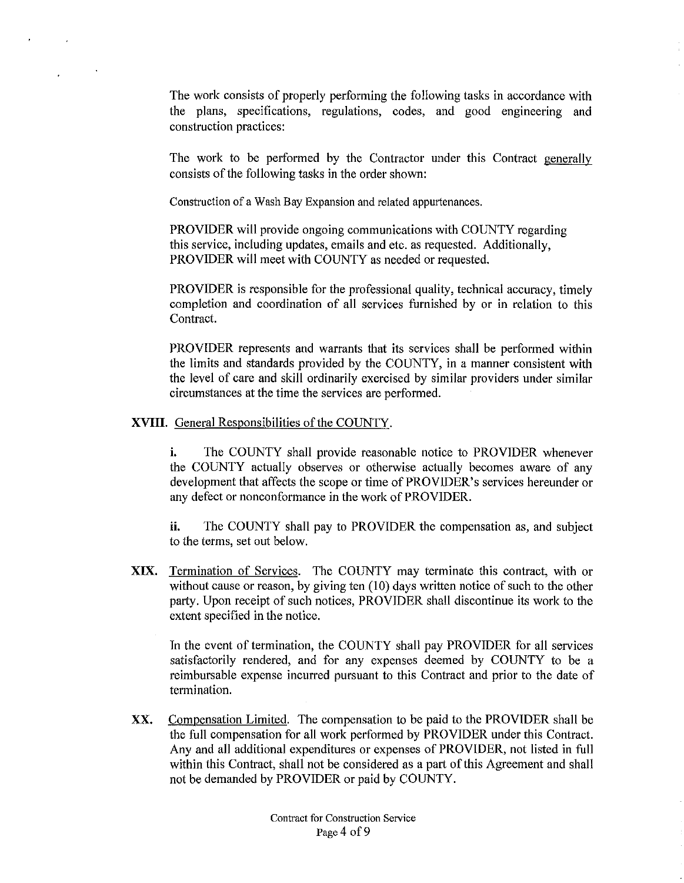The work consists of properly performing the following tasks in accordance with the plans, specifications, regulations, codes, and good engineering and construction practices:

The work to be performed by the Contractor under this Contract generally consists of the following tasks in the order shown:

Construction of a Wash Bay Expansion and related appurtenances.

PROVIDER will provide ongoing communications with COUNTY regarding this service, including updates, emails and etc. as requested. Additionally, PROVIDER will meet with COUNTY as needed or requested.

PROVIDER is responsible for the professional quality, technical accuracy, timely completion and coordination of all services furnished by or in relation to this Contract.

PROVIDER represents and warrants that its services shall be performed within the limits and standards provided by the COUNTY, in a manner consistent with the level of care and skill ordinarily exercised by similar providers under similar circumstances at the time the services are performed.

**XVIII.** General Responsibilities of the COUNTY.

**i.** The COUNTY shall provide reasonable notice to PROVIDER whenever the COUNTY actually observes or otherwise actually becomes aware of any development that affects the scope or time of PROVIDER's services hereunder or any defect or nonconformance in the work of PROVIDER.

**ii.** The COUNTY shall pay to PROVIDER the compensation as, and subject to the terms, set out below.

**XIX.** Termination of Services. The COUNTY may terminate this contract, with or without cause or reason, by giving ten (10) days written notice of such to the other party. Upon receipt of such notices, PROVIDER shall discontinue its work to the extent specified in the notice.

In the event of termination, the COUNTY shall pay PROVIDER for all services satisfactorily rendered, and for any expenses deemed by COUNTY to be a reimbursable expense incurred pursuant to this Contract and prior to the date of termination.

**XX.** Compensation Limited. The compensation to be paid to the PROVIDER shall be the full compensation for all work performed by PROVIDER under this Contract. Any and all additional expenditures or expenses of PROVIDER, not listed in full within this Contract, shall not be considered as a part of this Agreement and shall not be demanded by PROVIDER or paid by COUNTY.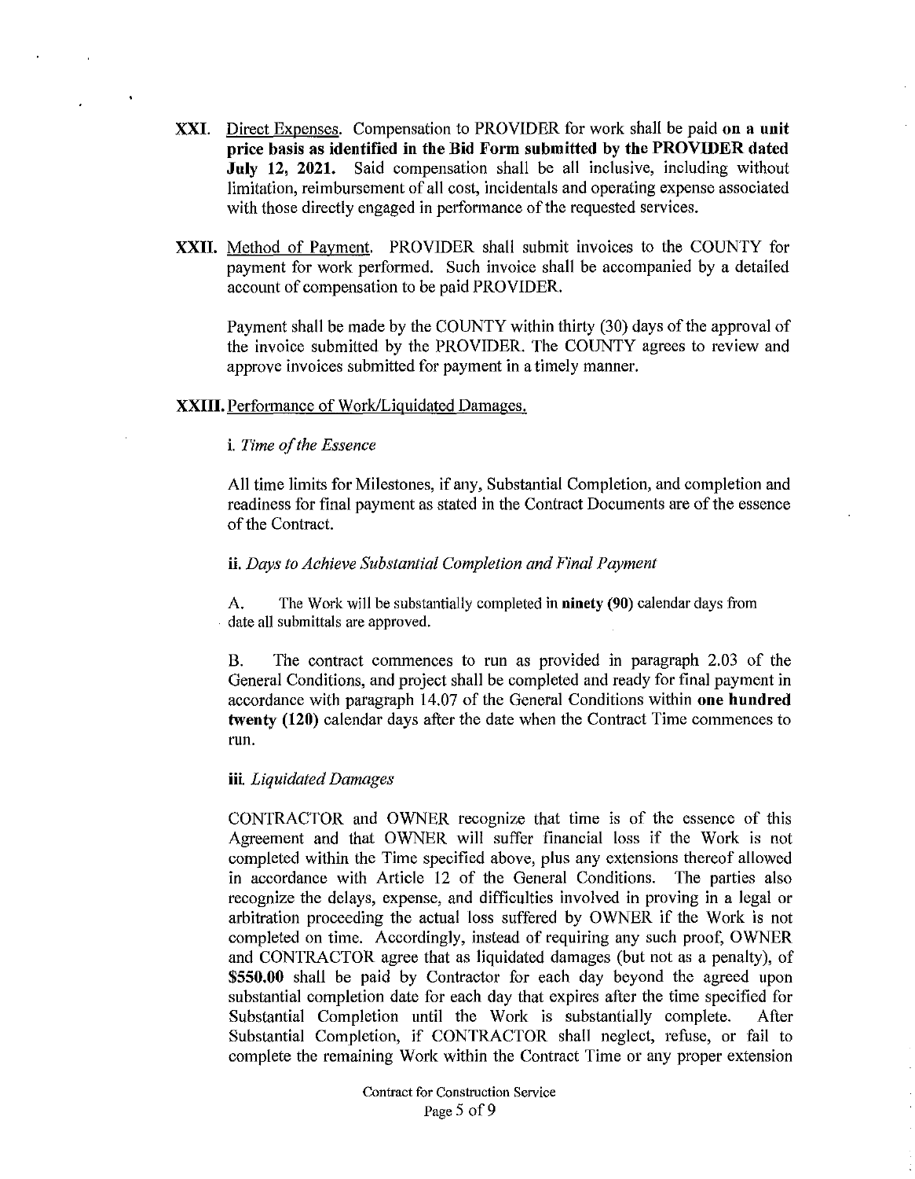**XXI.** Direct Expenses. Compensation to PROVIDER for work shall be paid **on a unit price basis as identified in the Bid Form submitted by the PROVIDER dated July 12, 2021.** Said compensation shall be all inclusive, including without limitation, reimbursement of all cost, incidentals and operating expense associated with those directly engaged in performance of the requested services.

**XXII.** Method of Payment. PROVIDER shall submit invoices to the COUNTY for payment for work performed. Such invoice shall be accompanied by a detailed account of compensation to be paid PROVIDER.

Payment shall be made by the COUNTY within thirty (30) days of the approval of the invoice submitted by the PROVIDER. The COUNTY agrees to review and approve invoices submitted for payment in a timely manner.

**XXIII.** Performance of Work/Liquidated Damages.

i. *Time of the Essence*

All time limits for Milestones, if any, Substantial Completion, and completion and readiness for final payment as stated in the Contract Documents are of the essence of the Contract.

ii. *Days to Achieve Substantial Completion and Final Payment*

A. The Work will be substantially completed in **ninety (90)** calendar days from date all submittals are approved.

B. The contract commences to run as provided in paragraph 2.03 of the General Conditions, and project shall be completed and ready for final payment in accordance with paragraph 14.07 of the General Conditions within **one hundred twenty (120)** calendar days after the date when the Contract Time commences to run.

iii. *Liquidated Damages*

CONTRACTOR and OWNER recognize that time is of the essence of this Agreement and that OWNER will suffer financial loss if the Work is not completed within the Time specified above, plus any extensions thereof allowed in accordance with Article 12 of the General Conditions. The parties also recognize the delays, expense, and difficulties involved in proving in a legal or arbitration proceeding the actual loss suffered by OWNER if the Work is not completed on time. Accordingly, instead of requiring any such proof, OWNER and CONTRACTOR agree that as liquidated damages (but not as a penalty), of **$550.00** shall be paid by Contractor for each day beyond the agreed upon substantial completion date for each day that expires after the time specified for Substantial Completion until the Work is substantially complete. After Substantial Completion, if CONTRACTOR shall neglect, refuse, or fail to complete the remaining Work within the Contract Time or any proper extension

Contract for Construction Service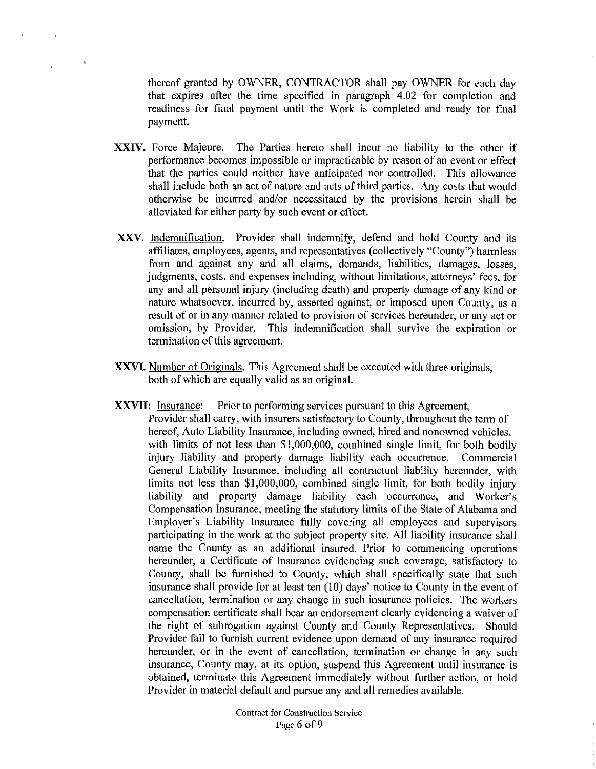thereof granted by OWNER, CONTRACTOR shall pay OWNER for each day that expires after the time specified in paragraph 4.02 for completion and readiness for final payment until the Work is completed and ready for final payment.

**XXIV.** Force Majeure. The Parties hereto shall incur no liability to the other if performance becomes impossible or impracticable by reason of an event or effect that the parties could neither have anticipated nor controlled. This allowance shall include both an act of nature and acts of third parties. Any costs that would otherwise be incurred and/or necessitated by the provisions herein shall be alleviated for either party by such event or effect.

**XXV.** Indemnification. Provider shall indemnify, defend and hold County and its affiliates, employees, agents, and representatives (collectively "County") harmless from and against any and all claims, demands, liabilities, damages, losses, judgments, costs, and expenses including, without limitations, attorneys' fees, for any and all personal injury (including death) and property damage of any kind or nature whatsoever, incurred by, asserted against, or imposed upon County, as a result of or in any manner related to provision of services hereunder, or any act or omission, by Provider. This indemnification shall survive the expiration or termination of this agreement.

**XXVI.** Number of Originals. This Agreement shall be executed with three originals, both of which are equally valid as an original.

**XXVII:** Insurance: Prior to performing services pursuant to this Agreement, Provider shall carry, with insurers satisfactory to County, throughout the term of hereof, Auto Liability Insurance, including owned, hired and nonowned vehicles, with limits of not less than $1,000,000, combined single limit, for both bodily injury liability and property damage liability each occurrence. Commercial General Liability Insurance, including all contractual liability hereunder, with limits not less than $1,000,000, combined single limit, for both bodily injury liability and property damage liability each occurrence, and Worker's Compensation Insurance, meeting the statutory limits of the State of Alabama and Employer's Liability Insurance fully covering all employees and supervisors participating in the work at the subject property site. All liability insurance shall name the County as an additional insured. Prior to commencing operations hereunder, a Certificate of Insurance evidencing such coverage, satisfactory to County, shall be furnished to County, which shall specifically state that such insurance shall provide for at least ten (10) days' notice to County in the event of cancellation, termination or any change in such insurance policies. The workers compensation certificate shall bear an endorsement clearly evidencing a waiver of the right of subrogation against County and County Representatives. Should Provider fail to furnish current evidence upon demand of any insurance required hereunder, or in the event of cancellation, termination or change in any such insurance, County may, at its option, suspend this Agreement until insurance is obtained, terminate this Agreement immediately without further action, or hold Provider in material default and pursue any and all remedies available.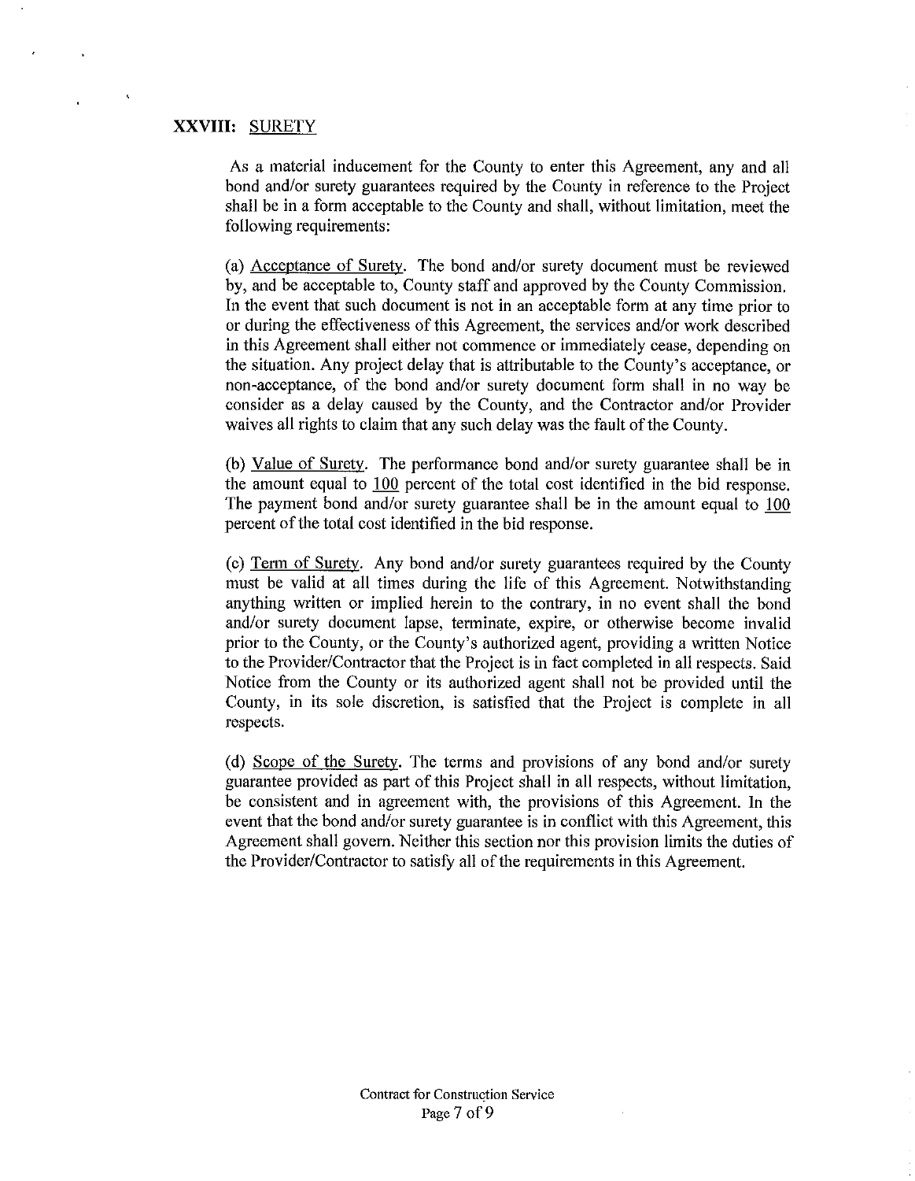## XXVIII: <u>SURETY</u>

As a material inducement for the County to enter this Agreement, any and all bond and/or surety guarantees required by the County in reference to the Project shall be in a form acceptable to the County and shall, without limitation, meet the following requirements:

(a) <u>Acceptance of Surety</u>. The bond and/or surety document must be reviewed by, and be acceptable to, County staff and approved by the County Commission. In the event that such document is not in an acceptable form at any time prior to or during the effectiveness of this Agreement, the services and/or work described in this Agreement shall either not commence or immediately cease, depending on the situation. Any project delay that is attributable to the County's acceptance, or non-acceptance, of the bond and/or surety document form shall in no way be consider as a delay caused by the County, and the Contractor and/or Provider waives all rights to claim that any such delay was the fault of the County.

(b) <u>Value of Surety</u>. The performance bond and/or surety guarantee shall be in the amount equal to <u>100</u> percent of the total cost identified in the bid response. The payment bond and/or surety guarantee shall be in the amount equal to <u>100</u> percent of the total cost identified in the bid response.

(c) <u>Term of Surety</u>. Any bond and/or surety guarantees required by the County must be valid at all times during the life of this Agreement. Notwithstanding anything written or implied herein to the contrary, in no event shall the bond and/or surety document lapse, terminate, expire, or otherwise become invalid prior to the County, or the County's authorized agent, providing a written Notice to the Provider/Contractor that the Project is in fact completed in all respects. Said Notice from the County or its authorized agent shall not be provided until the County, in its sole discretion, is satisfied that the Project is complete in all respects.

(d) <u>Scope of the Surety</u>. The terms and provisions of any bond and/or surety guarantee provided as part of this Project shall in all respects, without limitation, be consistent and in agreement with, the provisions of this Agreement. In the event that the bond and/or surety guarantee is in conflict with this Agreement, this Agreement shall govern. Neither this section nor this provision limits the duties of the Provider/Contractor to satisfy all of the requirements in this Agreement.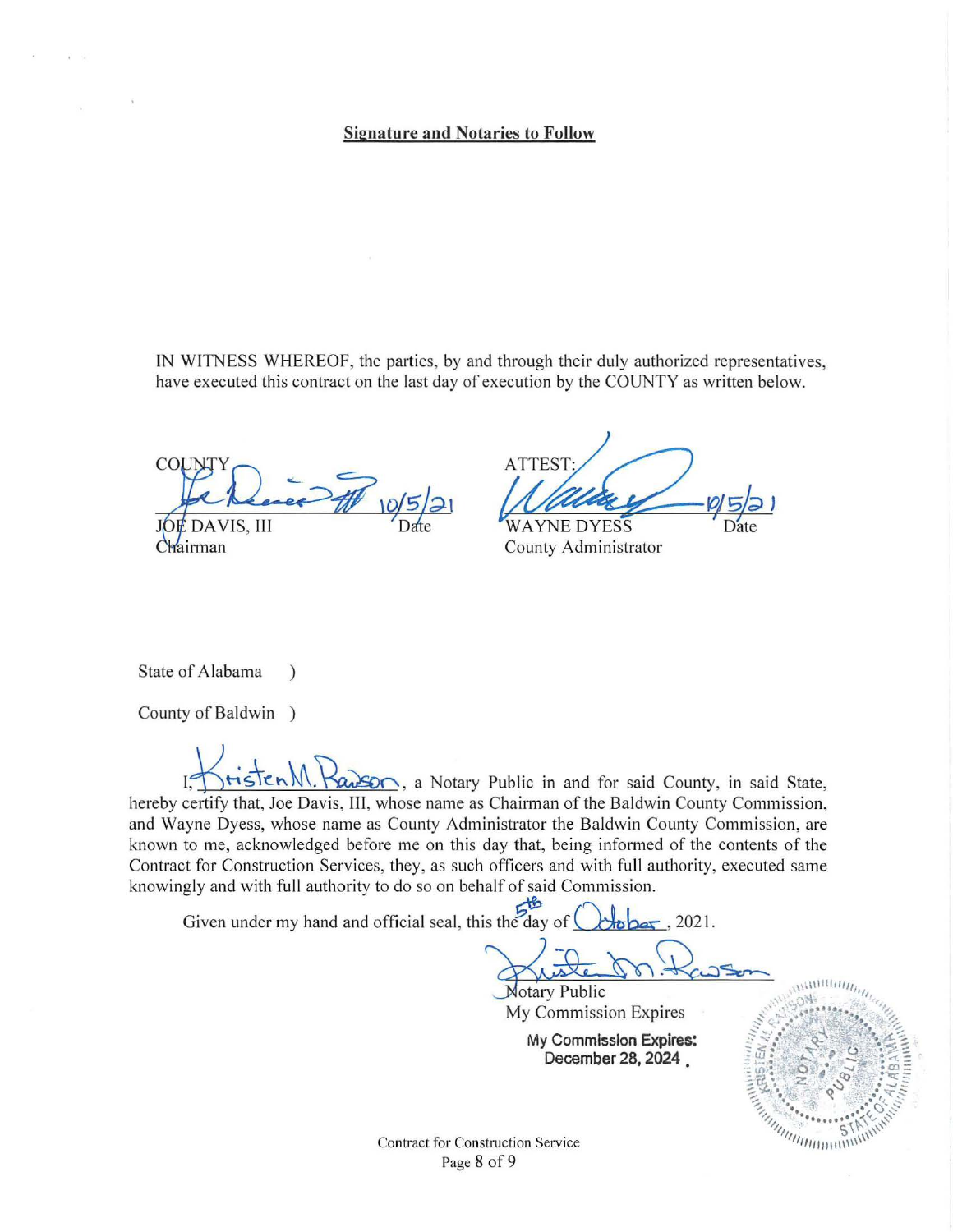**Signature and Notaries to Follow**

IN WITNESS WHEREOF, the parties, by and through their duly authorized representatives, have executed this contract on the last day of execution by the COUNTY as written below.

| COUNTY | ATTEST: |
|---|---|
| JOE DAVIS, III — 10/5/21 Date | WAYNE DYESS — 10/5/21 Date |
| Chairman | County Administrator |

State of Alabama )

County of Baldwin )

I, Kristen M. Rawson, a Notary Public in and for said County, in said State, hereby certify that, Joe Davis, III, whose name as Chairman of the Baldwin County Commission, and Wayne Dyess, whose name as County Administrator the Baldwin County Commission, are known to me, acknowledged before me on this day that, being informed of the contents of the Contract for Construction Services, they, as such officers and with full authority, executed same knowingly and with full authority to do so on behalf of said Commission.

Given under my hand and official seal, this the 5th day of October, 2021.

Notary Public
My Commission Expires

**My Commission Expires: December 28, 2024.**

Contract for Construction Service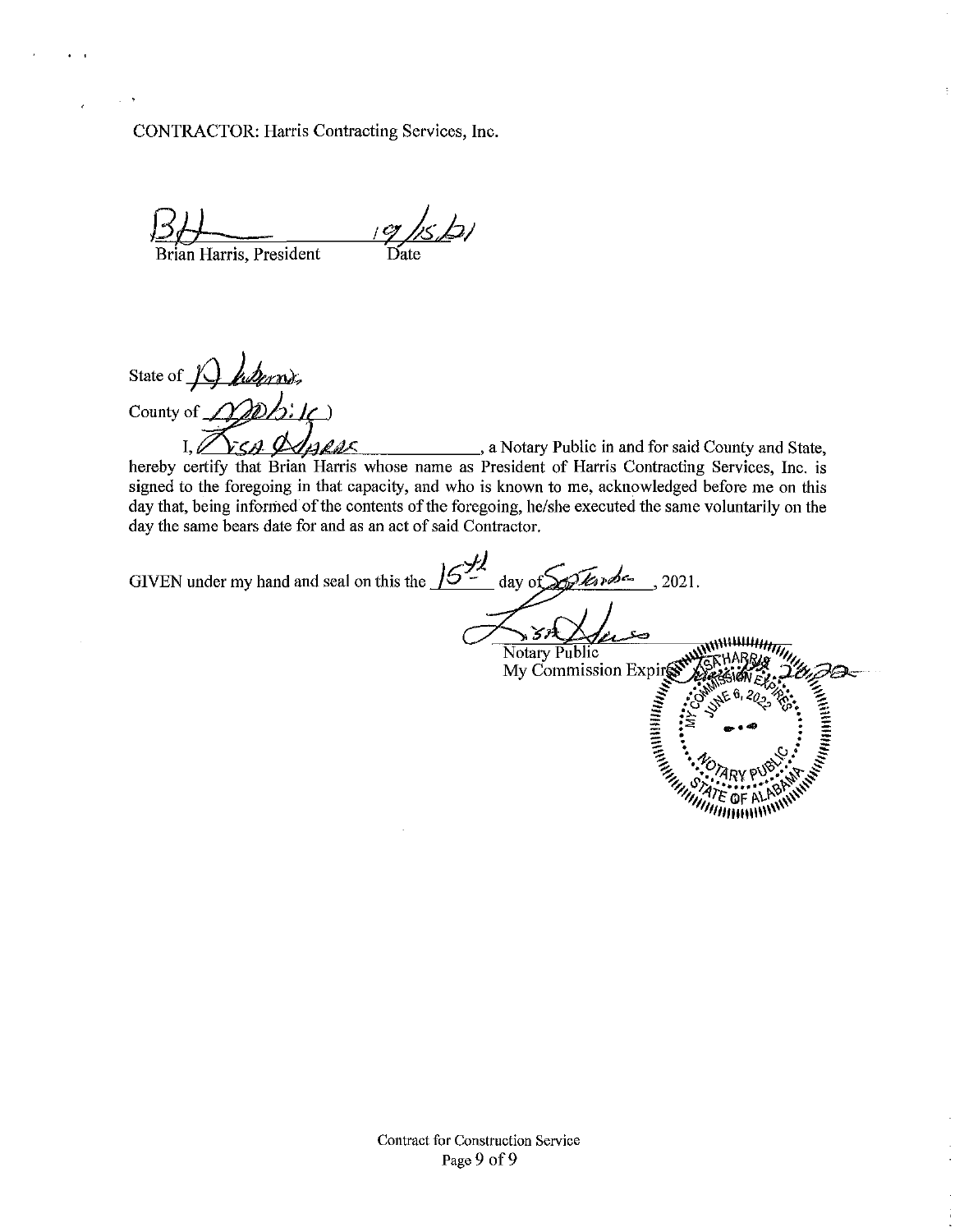CONTRACTOR: Harris Contracting Services, Inc.

BH ______________ 09/15/21

Brian Harris, President    Date

State of Alabama

County of Mobile )

I, Lisa Harris ____________, a Notary Public in and for said County and State, hereby certify that Brian Harris whose name as President of Harris Contracting Services, Inc. is signed to the foregoing in that capacity, and who is known to me, acknowledged before me on this day that, being informed of the contents of the foregoing, he/she executed the same voluntarily on the day the same bears date for and as an act of said Contractor.

GIVEN under my hand and seal on this the 15th day of September, 2021.

Lisa Harris

Notary Public

My Commission Expires: June 6, 2022

LISA HARRIS
MY COMMISSION EXPIRES
JUNE 6, 2022
NOTARY PUBLIC
STATE OF ALABAMA

Contract for Construction Service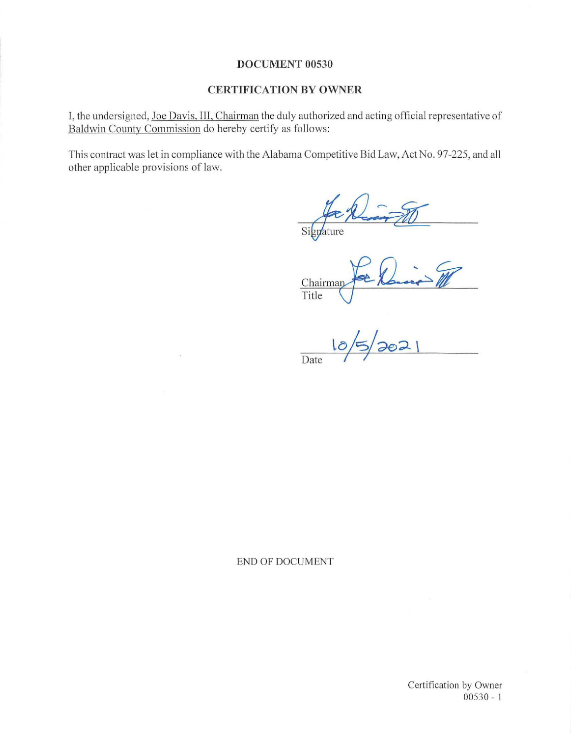# DOCUMENT 00530

## CERTIFICATION BY OWNER

I, the undersigned, Joe Davis, III, Chairman the duly authorized and acting official representative of Baldwin County Commission do hereby certify as follows:

This contract was let in compliance with the Alabama Competitive Bid Law, Act No. 97-225, and all other applicable provisions of law.

Signature

Chairman
Title

10/5/2021
Date

END OF DOCUMENT

Certification by Owner
00530 - 1